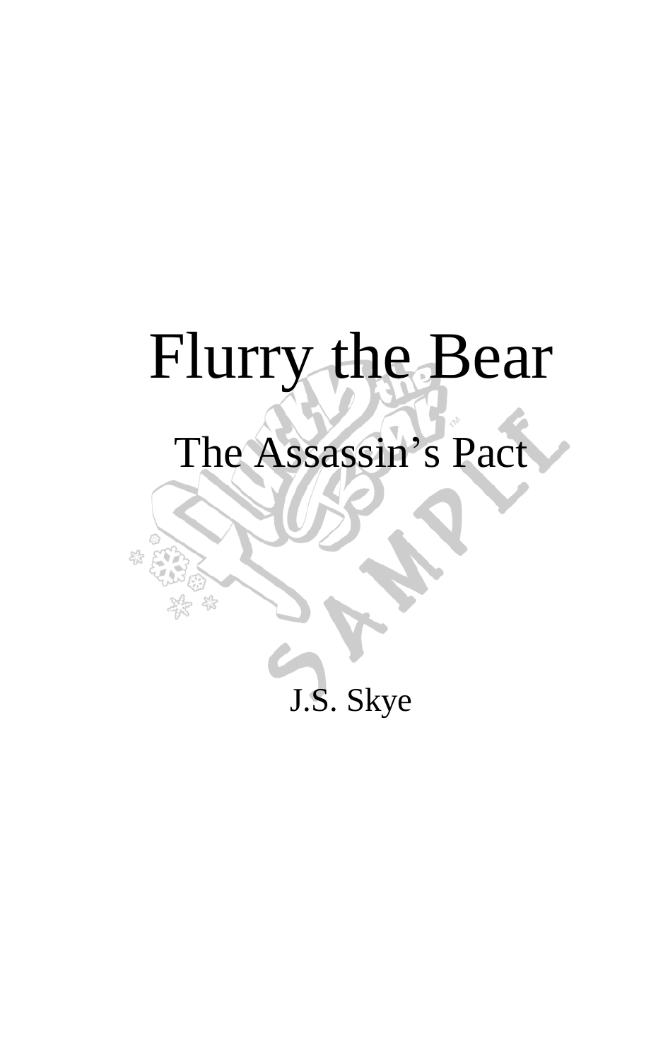# Flurry the Bear

## The Assassin’s Pact

J.S. Skye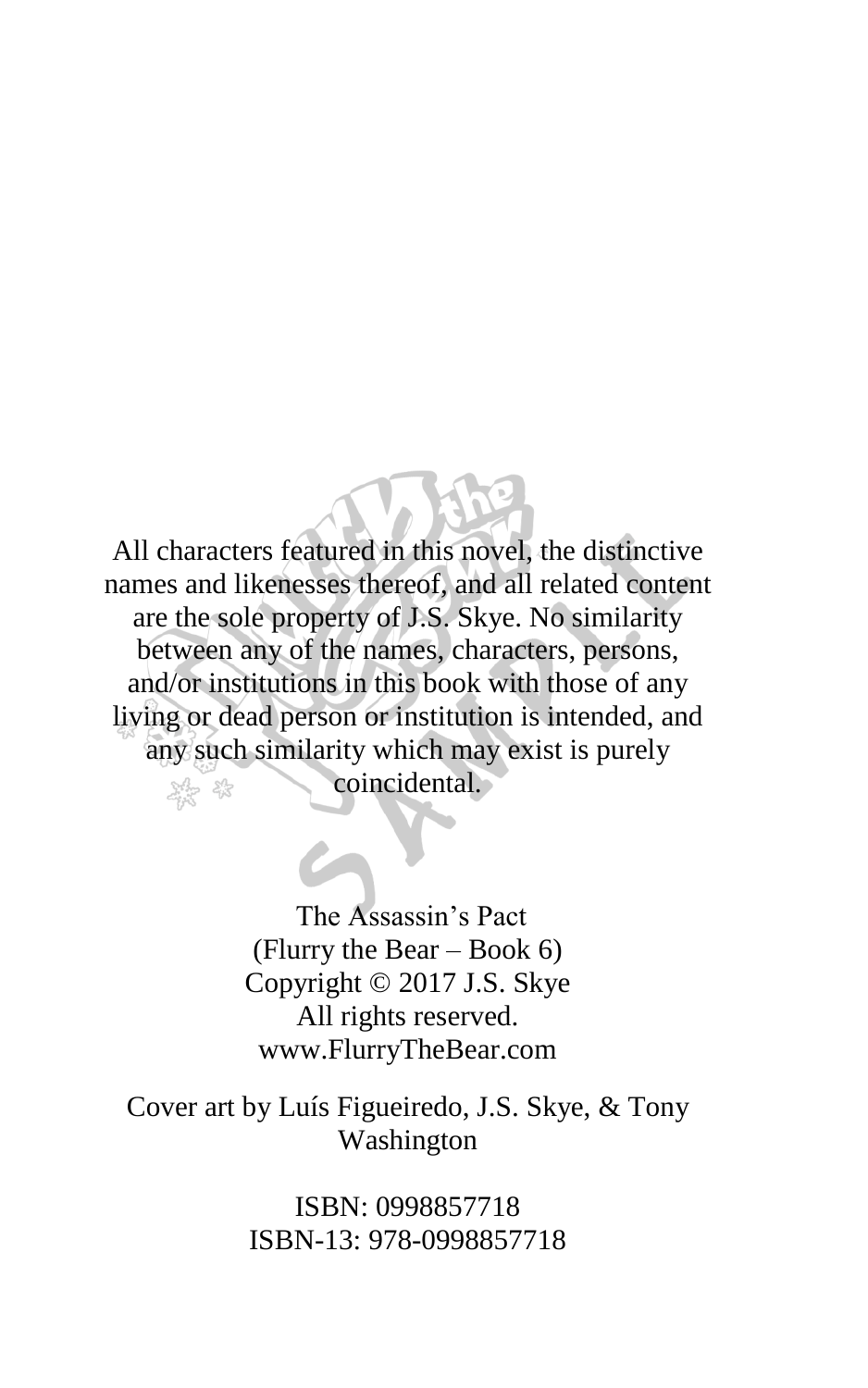All characters featured in this novel, the distinctive names and likenesses thereof, and all related content are the sole property of J.S. Skye. No similarity between any of the names, characters, persons, and/or institutions in this book with those of any living or dead person or institution is intended, and any such similarity which may exist is purely coincidental.

The Assassin's Pact
(Flurry the Bear – Book 6)
Copyright © 2017 J.S. Skye
All rights reserved.
www.FlurryTheBear.com

Cover art by Luís Figueiredo, J.S. Skye, & Tony Washington

ISBN: 0998857718
ISBN-13: 978-0998857718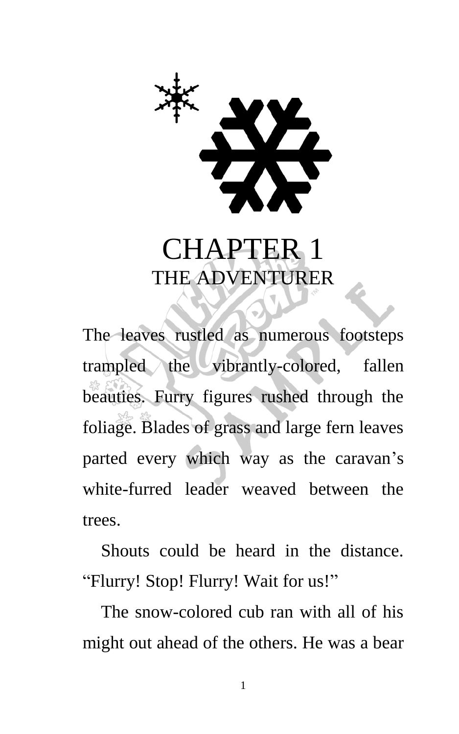# CHAPTER 1
## THE ADVENTURER

The leaves rustled as numerous footsteps trampled the vibrantly-colored, fallen beauties. Furry figures rushed through the foliage. Blades of grass and large fern leaves parted every which way as the caravan's white-furred leader weaved between the trees.

Shouts could be heard in the distance. "Flurry! Stop! Flurry! Wait for us!"

The snow-colored cub ran with all of his might out ahead of the others. He was a bear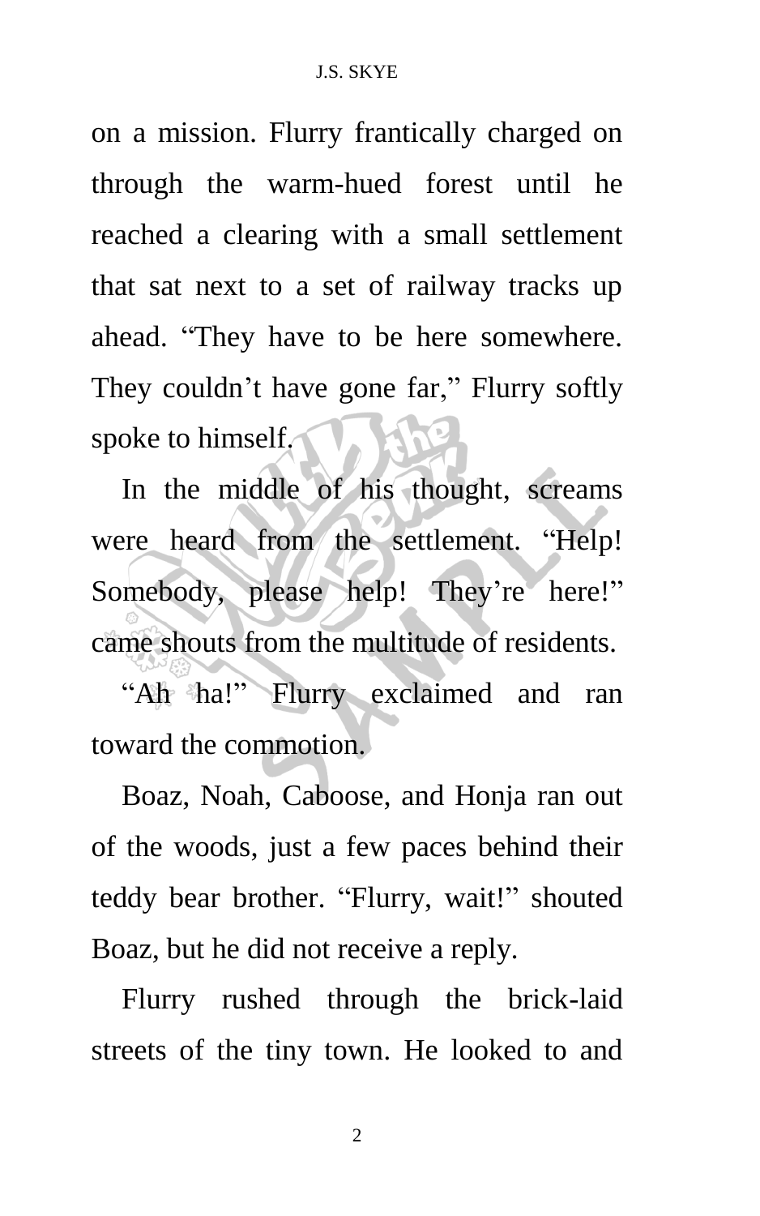on a mission. Flurry frantically charged on through the warm-hued forest until he reached a clearing with a small settlement that sat next to a set of railway tracks up ahead. "They have to be here somewhere. They couldn't have gone far," Flurry softly spoke to himself.

In the middle of his thought, screams were heard from the settlement. "Help! Somebody, please help! They're here!" came shouts from the multitude of residents.

"Ah ha!" Flurry exclaimed and ran toward the commotion.

Boaz, Noah, Caboose, and Honja ran out of the woods, just a few paces behind their teddy bear brother. "Flurry, wait!" shouted Boaz, but he did not receive a reply.

Flurry rushed through the brick-laid streets of the tiny town. He looked to and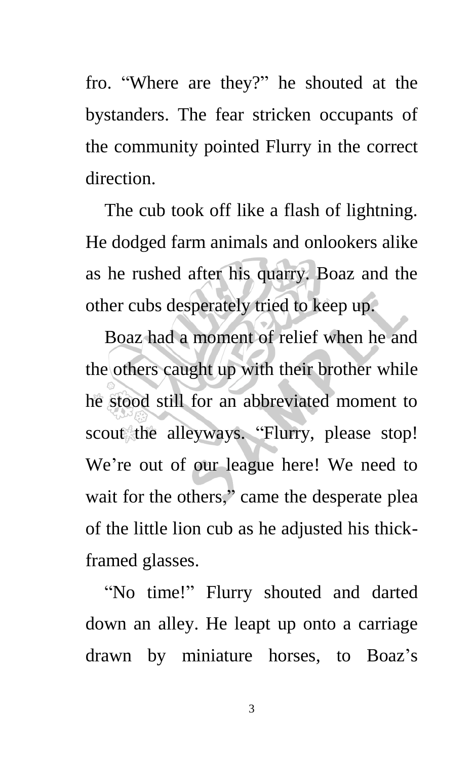fro. "Where are they?" he shouted at the bystanders. The fear stricken occupants of the community pointed Flurry in the correct direction.

The cub took off like a flash of lightning. He dodged farm animals and onlookers alike as he rushed after his quarry. Boaz and the other cubs desperately tried to keep up.

Boaz had a moment of relief when he and the others caught up with their brother while he stood still for an abbreviated moment to scout the alleyways. "Flurry, please stop! We're out of our league here! We need to wait for the others," came the desperate plea of the little lion cub as he adjusted his thick-framed glasses.

"No time!" Flurry shouted and darted down an alley. He leapt up onto a carriage drawn by miniature horses, to Boaz's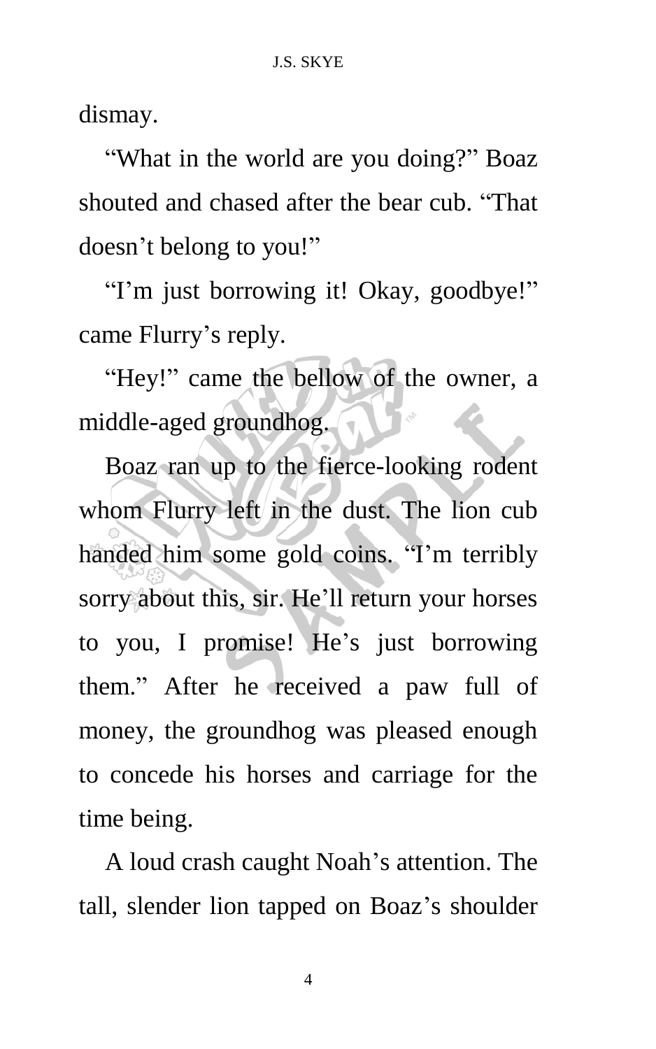dismay.

"What in the world are you doing?" Boaz shouted and chased after the bear cub. "That doesn't belong to you!"

"I'm just borrowing it! Okay, goodbye!" came Flurry's reply.

"Hey!" came the bellow of the owner, a middle-aged groundhog.

Boaz ran up to the fierce-looking rodent whom Flurry left in the dust. The lion cub handed him some gold coins. "I'm terribly sorry about this, sir. He'll return your horses to you, I promise! He's just borrowing them." After he received a paw full of money, the groundhog was pleased enough to concede his horses and carriage for the time being.

A loud crash caught Noah's attention. The tall, slender lion tapped on Boaz's shoulder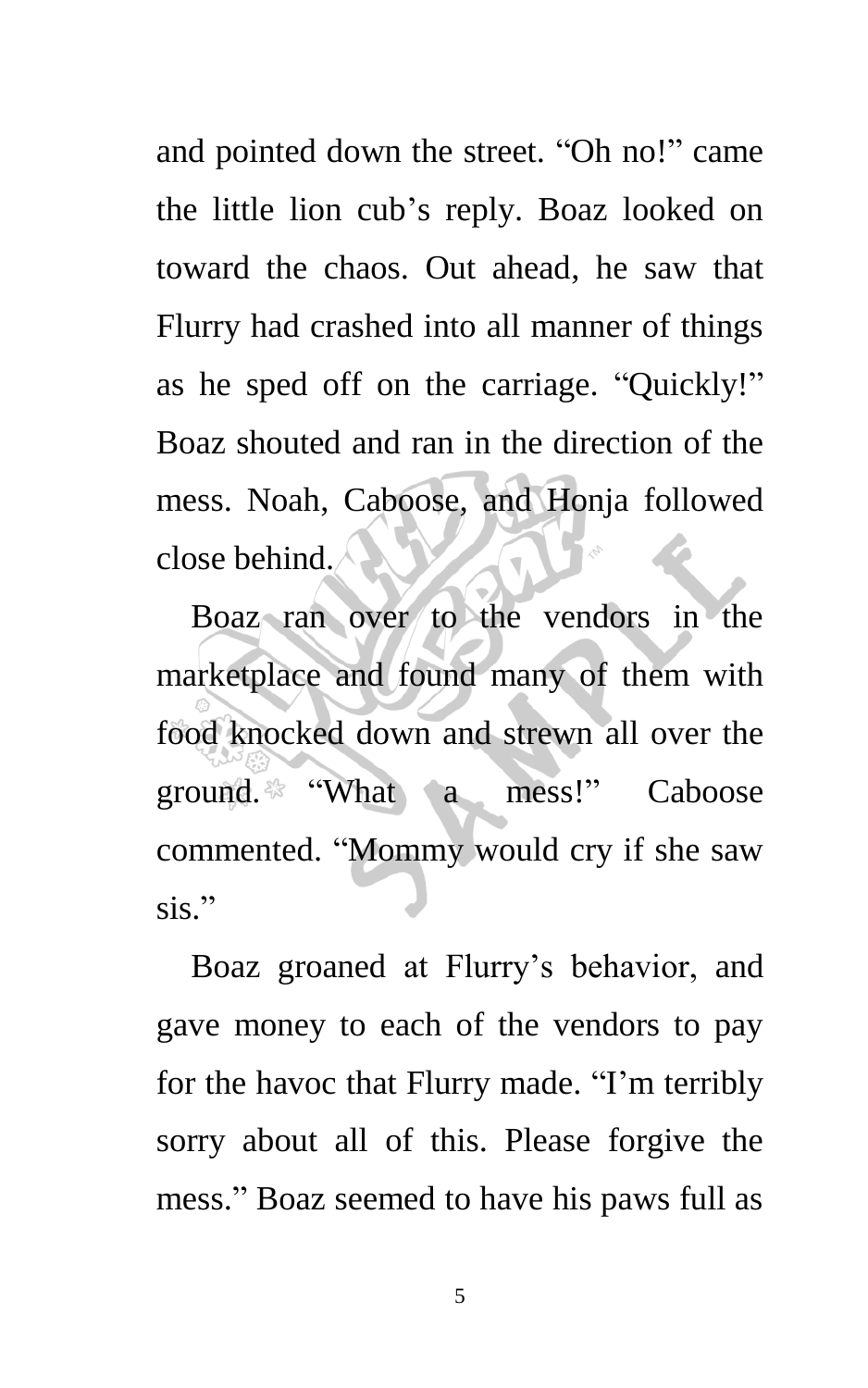and pointed down the street. "Oh no!" came the little lion cub's reply. Boaz looked on toward the chaos. Out ahead, he saw that Flurry had crashed into all manner of things as he sped off on the carriage. "Quickly!" Boaz shouted and ran in the direction of the mess. Noah, Caboose, and Honja followed close behind.

Boaz ran over to the vendors in the marketplace and found many of them with food knocked down and strewn all over the ground. "What a mess!" Caboose commented. "Mommy would cry if she saw sis."

Boaz groaned at Flurry's behavior, and gave money to each of the vendors to pay for the havoc that Flurry made. "I'm terribly sorry about all of this. Please forgive the mess." Boaz seemed to have his paws full as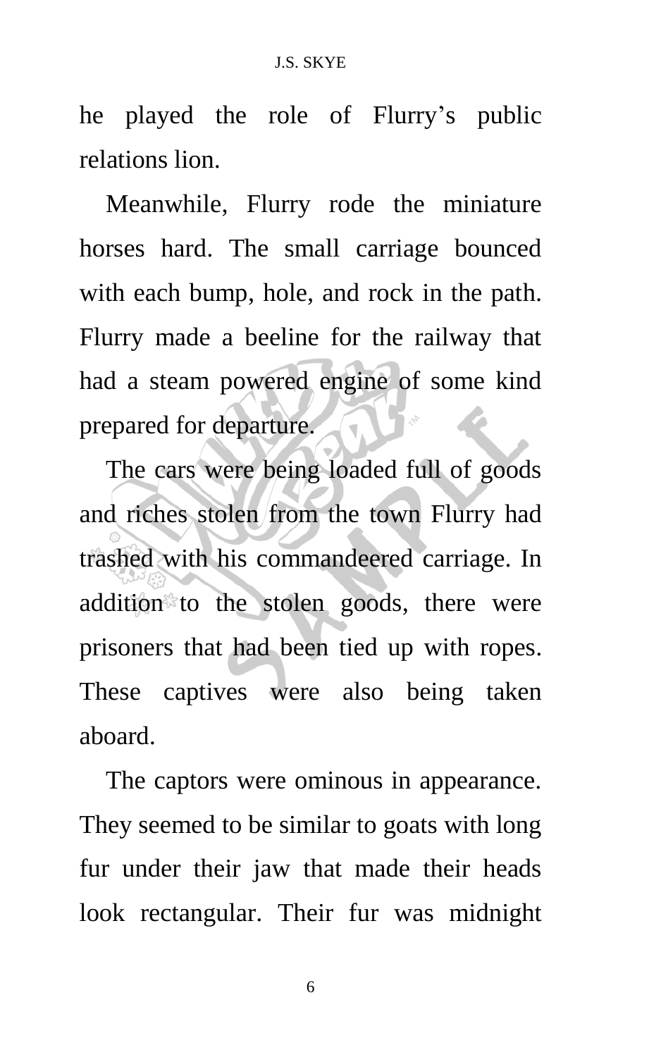he played the role of Flurry's public relations lion.

Meanwhile, Flurry rode the miniature horses hard. The small carriage bounced with each bump, hole, and rock in the path. Flurry made a beeline for the railway that had a steam powered engine of some kind prepared for departure.

The cars were being loaded full of goods and riches stolen from the town Flurry had trashed with his commandeered carriage. In addition to the stolen goods, there were prisoners that had been tied up with ropes. These captives were also being taken aboard.

The captors were ominous in appearance. They seemed to be similar to goats with long fur under their jaw that made their heads look rectangular. Their fur was midnight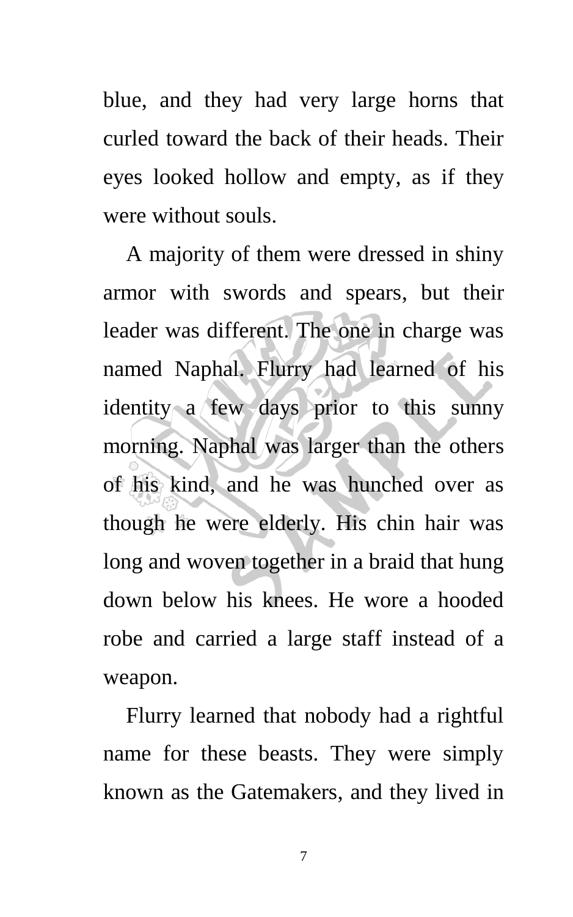blue, and they had very large horns that curled toward the back of their heads. Their eyes looked hollow and empty, as if they were without souls.

A majority of them were dressed in shiny armor with swords and spears, but their leader was different. The one in charge was named Naphal. Flurry had learned of his identity a few days prior to this sunny morning. Naphal was larger than the others of his kind, and he was hunched over as though he were elderly. His chin hair was long and woven together in a braid that hung down below his knees. He wore a hooded robe and carried a large staff instead of a weapon.

Flurry learned that nobody had a rightful name for these beasts. They were simply known as the Gatemakers, and they lived in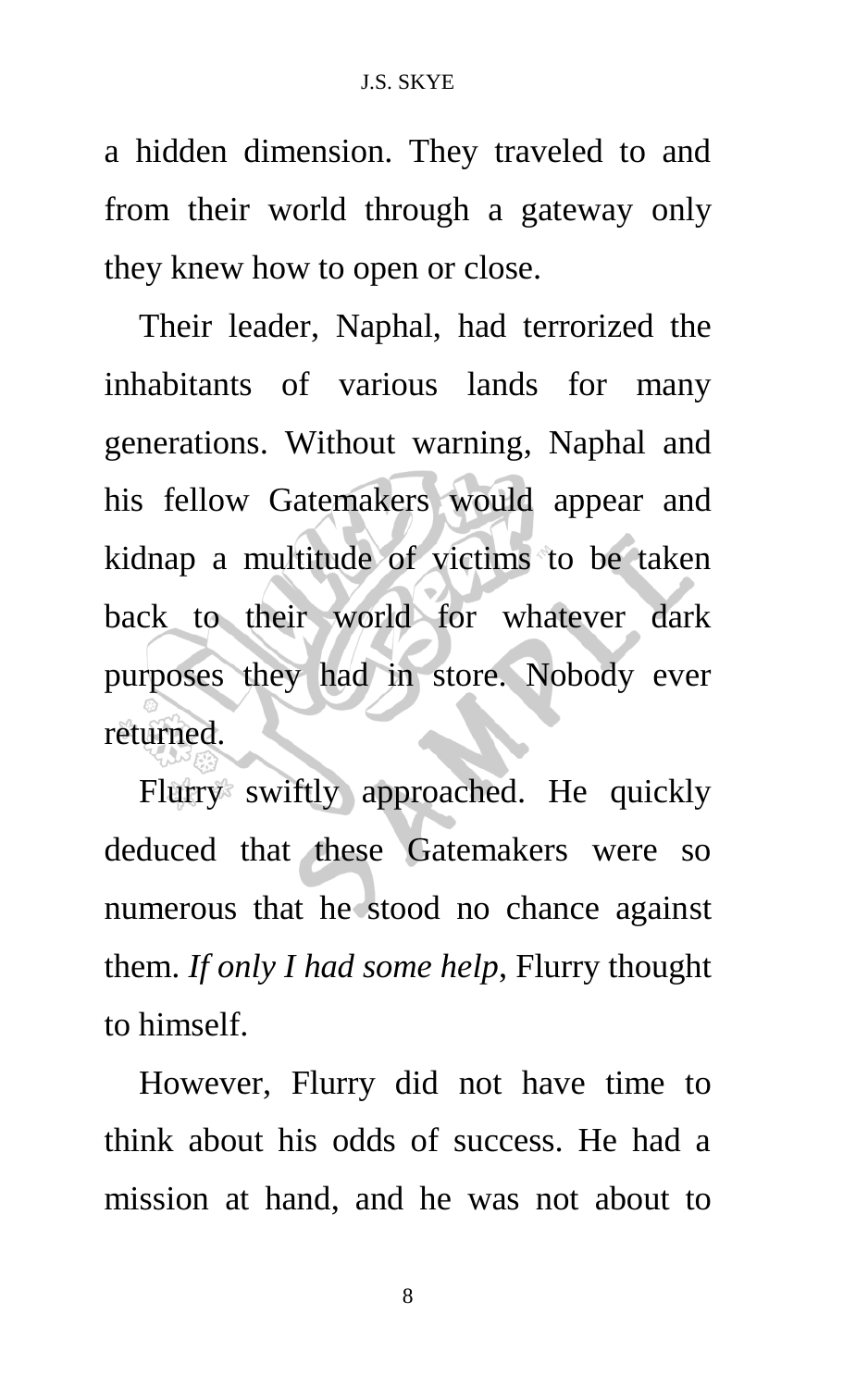a hidden dimension. They traveled to and from their world through a gateway only they knew how to open or close.

Their leader, Naphal, had terrorized the inhabitants of various lands for many generations. Without warning, Naphal and his fellow Gatemakers would appear and kidnap a multitude of victims to be taken back to their world for whatever dark purposes they had in store. Nobody ever returned.

Flurry swiftly approached. He quickly deduced that these Gatemakers were so numerous that he stood no chance against them. *If only I had some help*, Flurry thought to himself.

However, Flurry did not have time to think about his odds of success. He had a mission at hand, and he was not about to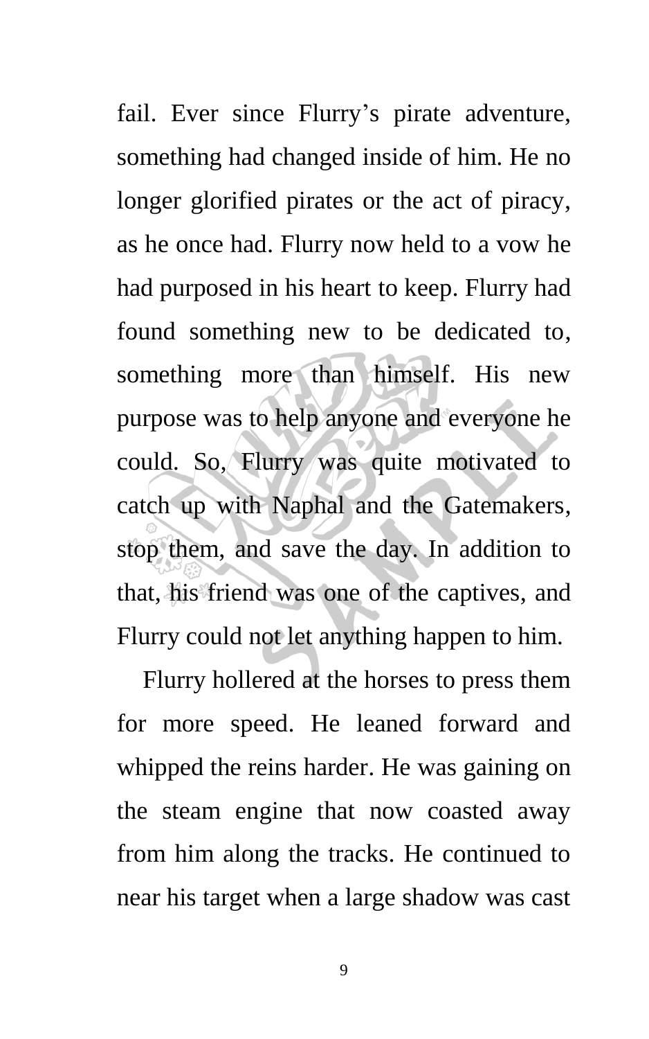fail. Ever since Flurry's pirate adventure, something had changed inside of him. He no longer glorified pirates or the act of piracy, as he once had. Flurry now held to a vow he had purposed in his heart to keep. Flurry had found something new to be dedicated to, something more than himself. His new purpose was to help anyone and everyone he could. So, Flurry was quite motivated to catch up with Naphal and the Gatemakers, stop them, and save the day. In addition to that, his friend was one of the captives, and Flurry could not let anything happen to him.

Flurry hollered at the horses to press them for more speed. He leaned forward and whipped the reins harder. He was gaining on the steam engine that now coasted away from him along the tracks. He continued to near his target when a large shadow was cast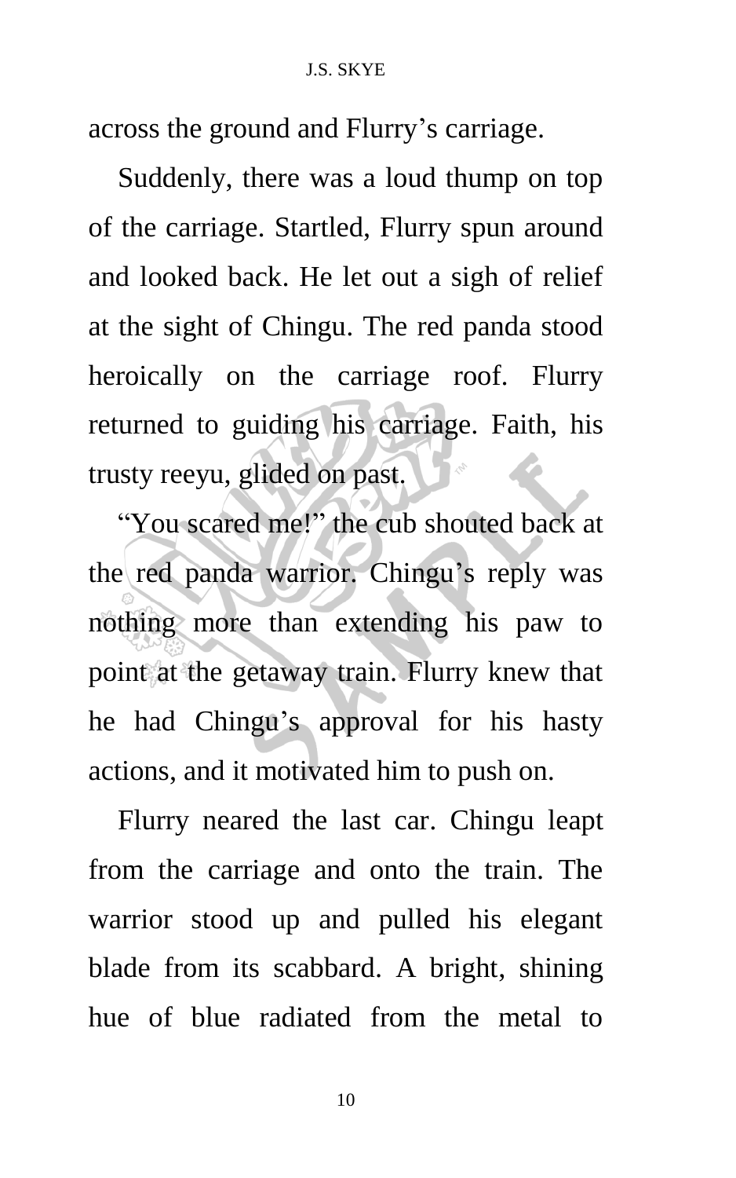across the ground and Flurry's carriage.

Suddenly, there was a loud thump on top of the carriage. Startled, Flurry spun around and looked back. He let out a sigh of relief at the sight of Chingu. The red panda stood heroically on the carriage roof. Flurry returned to guiding his carriage. Faith, his trusty reeyu, glided on past.

"You scared me!" the cub shouted back at the red panda warrior. Chingu's reply was nothing more than extending his paw to point at the getaway train. Flurry knew that he had Chingu's approval for his hasty actions, and it motivated him to push on.

Flurry neared the last car. Chingu leapt from the carriage and onto the train. The warrior stood up and pulled his elegant blade from its scabbard. A bright, shining hue of blue radiated from the metal to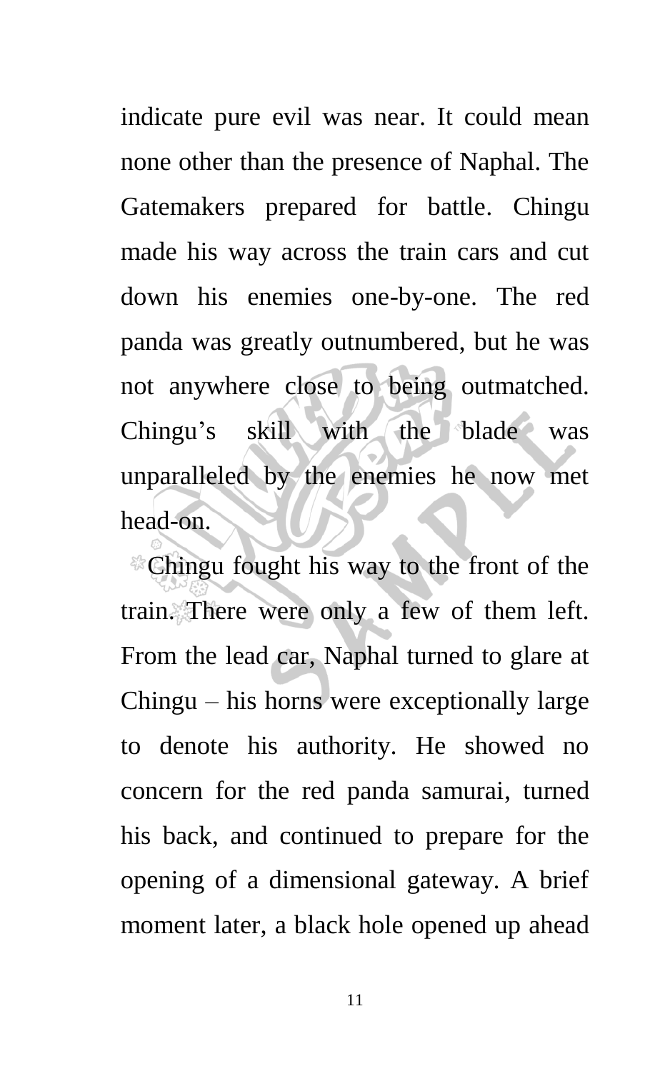indicate pure evil was near. It could mean none other than the presence of Naphal. The Gatemakers prepared for battle. Chingu made his way across the train cars and cut down his enemies one-by-one. The red panda was greatly outnumbered, but he was not anywhere close to being outmatched. Chingu's skill with the blade was unparalleled by the enemies he now met head-on.

Chingu fought his way to the front of the train. There were only a few of them left. From the lead car, Naphal turned to glare at Chingu – his horns were exceptionally large to denote his authority. He showed no concern for the red panda samurai, turned his back, and continued to prepare for the opening of a dimensional gateway. A brief moment later, a black hole opened up ahead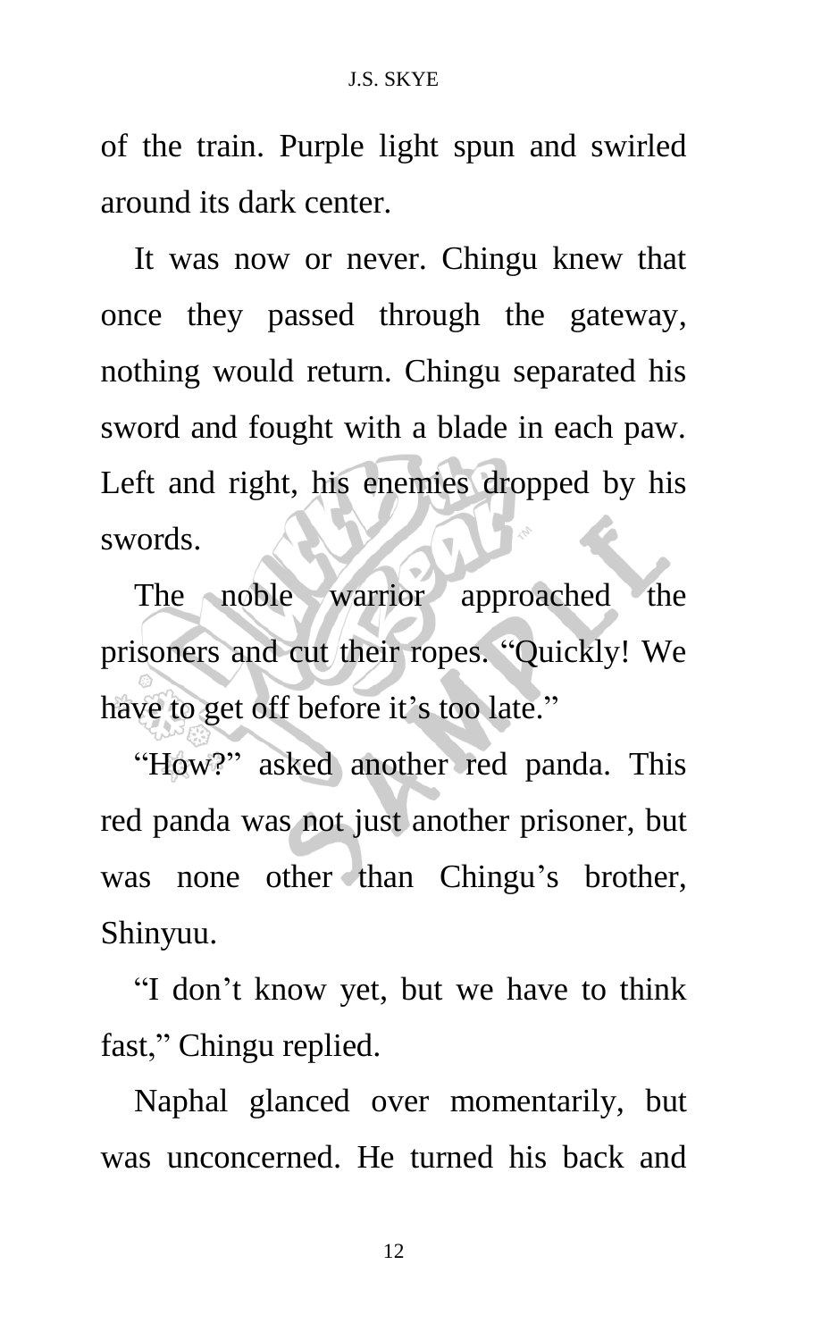of the train. Purple light spun and swirled around its dark center.

It was now or never. Chingu knew that once they passed through the gateway, nothing would return. Chingu separated his sword and fought with a blade in each paw. Left and right, his enemies dropped by his swords.

The noble warrior approached the prisoners and cut their ropes. "Quickly! We have to get off before it's too late."

"How?" asked another red panda. This red panda was not just another prisoner, but was none other than Chingu's brother, Shinyuu.

"I don't know yet, but we have to think fast," Chingu replied.

Naphal glanced over momentarily, but was unconcerned. He turned his back and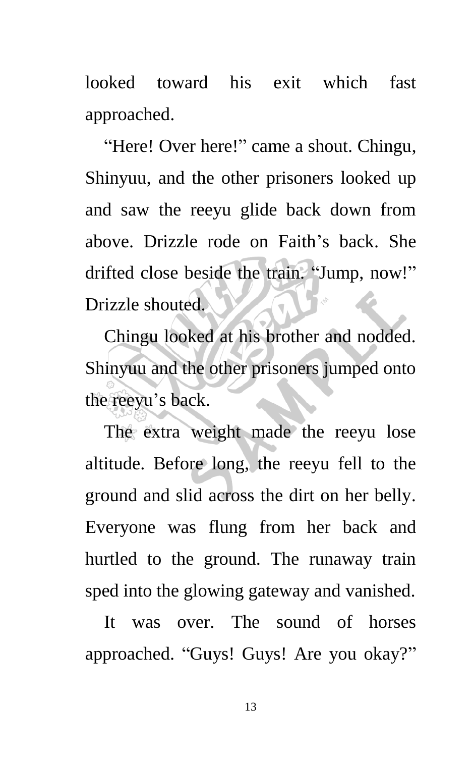looked toward his exit which fast approached.

"Here! Over here!" came a shout. Chingu, Shinyuu, and the other prisoners looked up and saw the reeyu glide back down from above. Drizzle rode on Faith's back. She drifted close beside the train. "Jump, now!" Drizzle shouted.

Chingu looked at his brother and nodded. Shinyuu and the other prisoners jumped onto the reeyu's back.

The extra weight made the reeyu lose altitude. Before long, the reeyu fell to the ground and slid across the dirt on her belly. Everyone was flung from her back and hurtled to the ground. The runaway train sped into the glowing gateway and vanished.

It was over. The sound of horses approached. "Guys! Guys! Are you okay?"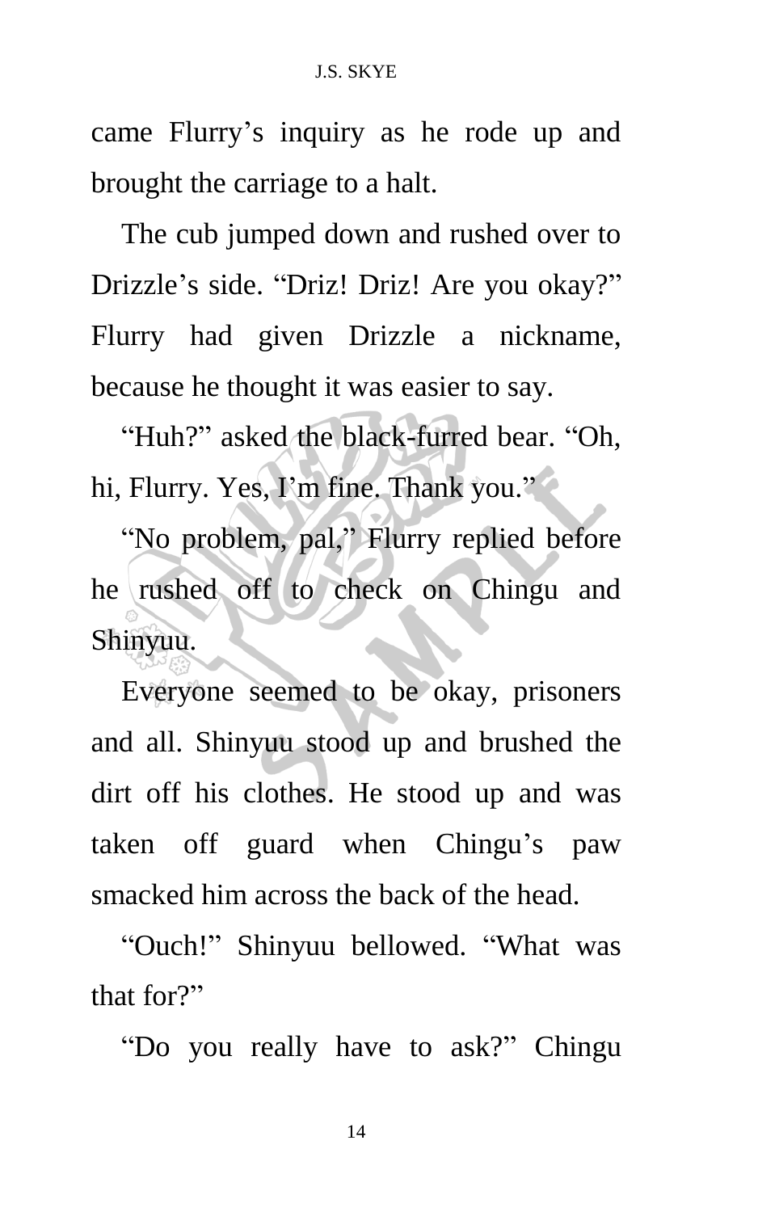came Flurry's inquiry as he rode up and brought the carriage to a halt.

The cub jumped down and rushed over to Drizzle's side. "Driz! Driz! Are you okay?" Flurry had given Drizzle a nickname, because he thought it was easier to say.

"Huh?" asked the black-furred bear. "Oh, hi, Flurry. Yes, I'm fine. Thank you."

"No problem, pal," Flurry replied before he rushed off to check on Chingu and Shinyuu.

Everyone seemed to be okay, prisoners and all. Shinyuu stood up and brushed the dirt off his clothes. He stood up and was taken off guard when Chingu's paw smacked him across the back of the head.

"Ouch!" Shinyuu bellowed. "What was that for?"

"Do you really have to ask?" Chingu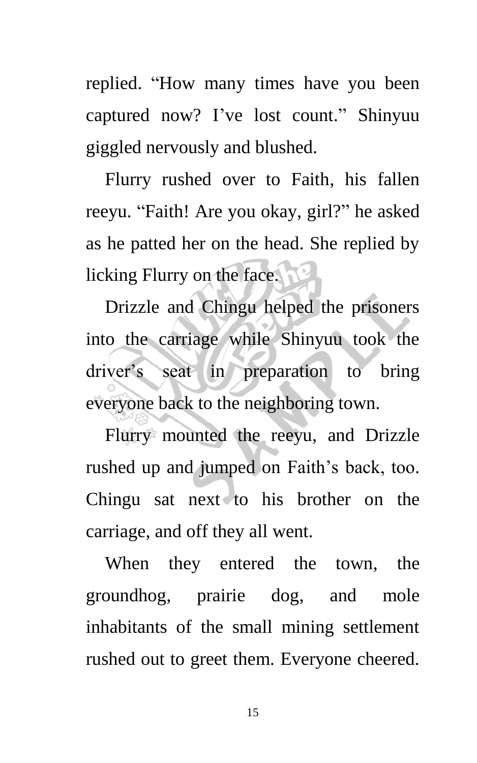replied. "How many times have you been captured now? I've lost count." Shinyuu giggled nervously and blushed.

Flurry rushed over to Faith, his fallen reeyu. "Faith! Are you okay, girl?" he asked as he patted her on the head. She replied by licking Flurry on the face.

Drizzle and Chingu helped the prisoners into the carriage while Shinyuu took the driver's seat in preparation to bring everyone back to the neighboring town.

Flurry mounted the reeyu, and Drizzle rushed up and jumped on Faith's back, too. Chingu sat next to his brother on the carriage, and off they all went.

When they entered the town, the groundhog, prairie dog, and mole inhabitants of the small mining settlement rushed out to greet them. Everyone cheered.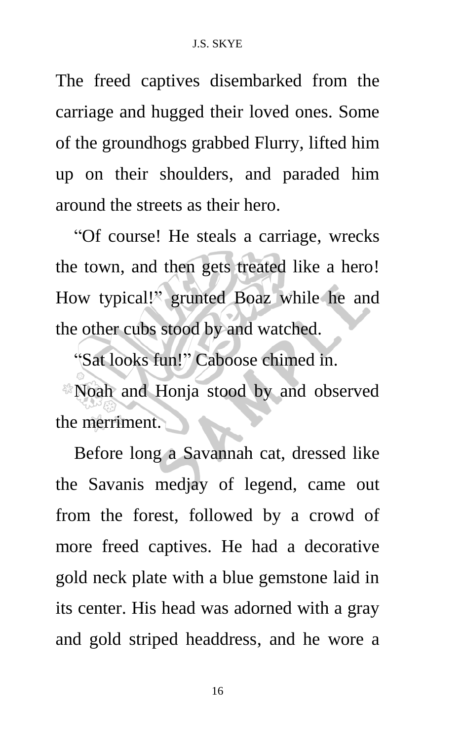The freed captives disembarked from the carriage and hugged their loved ones. Some of the groundhogs grabbed Flurry, lifted him up on their shoulders, and paraded him around the streets as their hero.

"Of course! He steals a carriage, wrecks the town, and then gets treated like a hero! How typical!" grunted Boaz while he and the other cubs stood by and watched.

"Sat looks fun!" Caboose chimed in.

Noah and Honja stood by and observed the merriment.

Before long a Savannah cat, dressed like the Savanis medjay of legend, came out from the forest, followed by a crowd of more freed captives. He had a decorative gold neck plate with a blue gemstone laid in its center. His head was adorned with a gray and gold striped headdress, and he wore a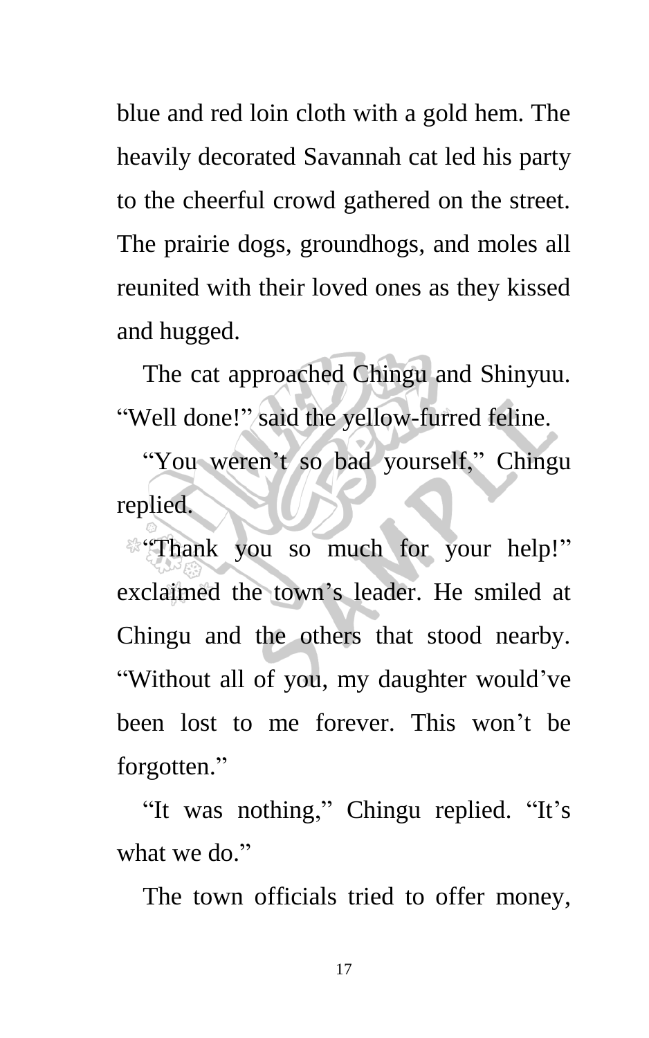blue and red loin cloth with a gold hem. The heavily decorated Savannah cat led his party to the cheerful crowd gathered on the street. The prairie dogs, groundhogs, and moles all reunited with their loved ones as they kissed and hugged.

The cat approached Chingu and Shinyuu. "Well done!" said the yellow-furred feline.

"You weren't so bad yourself," Chingu replied.

"Thank you so much for your help!" exclaimed the town's leader. He smiled at Chingu and the others that stood nearby. "Without all of you, my daughter would've been lost to me forever. This won't be forgotten."

"It was nothing," Chingu replied. "It's what we do."

The town officials tried to offer money,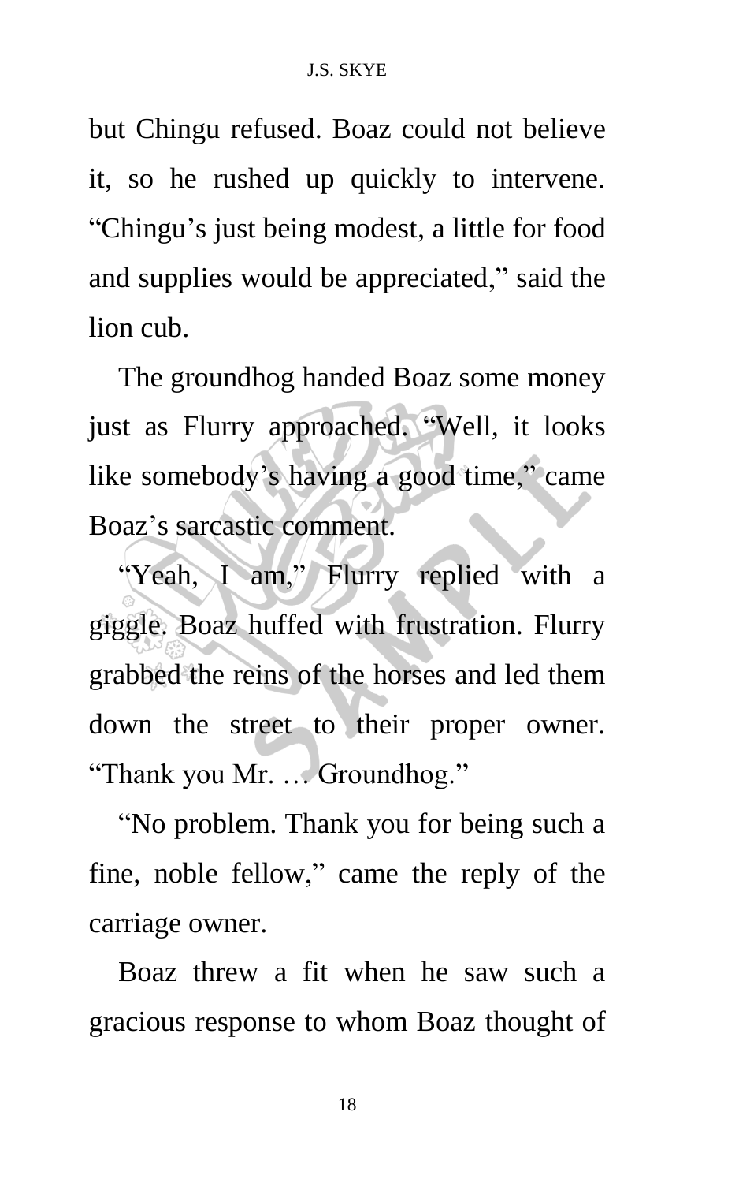but Chingu refused. Boaz could not believe it, so he rushed up quickly to intervene. "Chingu's just being modest, a little for food and supplies would be appreciated," said the lion cub.

The groundhog handed Boaz some money just as Flurry approached. "Well, it looks like somebody's having a good time," came Boaz's sarcastic comment.

"Yeah, I am," Flurry replied with a giggle. Boaz huffed with frustration. Flurry grabbed the reins of the horses and led them down the street to their proper owner. "Thank you Mr. … Groundhog."

"No problem. Thank you for being such a fine, noble fellow," came the reply of the carriage owner.

Boaz threw a fit when he saw such a gracious response to whom Boaz thought of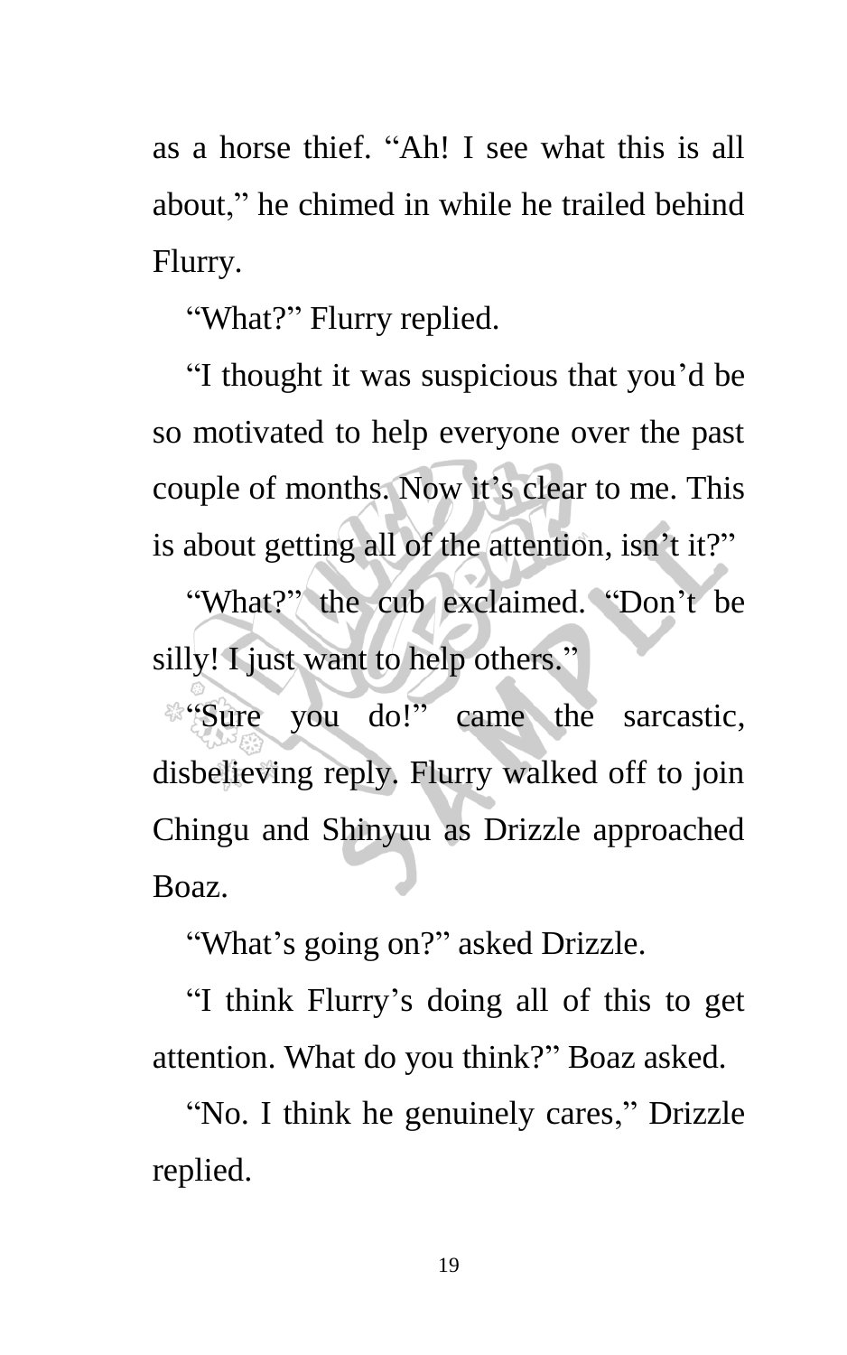as a horse thief. "Ah! I see what this is all about," he chimed in while he trailed behind Flurry.

"What?" Flurry replied.

"I thought it was suspicious that you'd be so motivated to help everyone over the past couple of months. Now it's clear to me. This is about getting all of the attention, isn't it?"

"What?" the cub exclaimed. "Don't be silly! I just want to help others."

"Sure you do!" came the sarcastic, disbelieving reply. Flurry walked off to join Chingu and Shinyuu as Drizzle approached Boaz.

"What's going on?" asked Drizzle.

"I think Flurry's doing all of this to get attention. What do you think?" Boaz asked.

"No. I think he genuinely cares," Drizzle replied.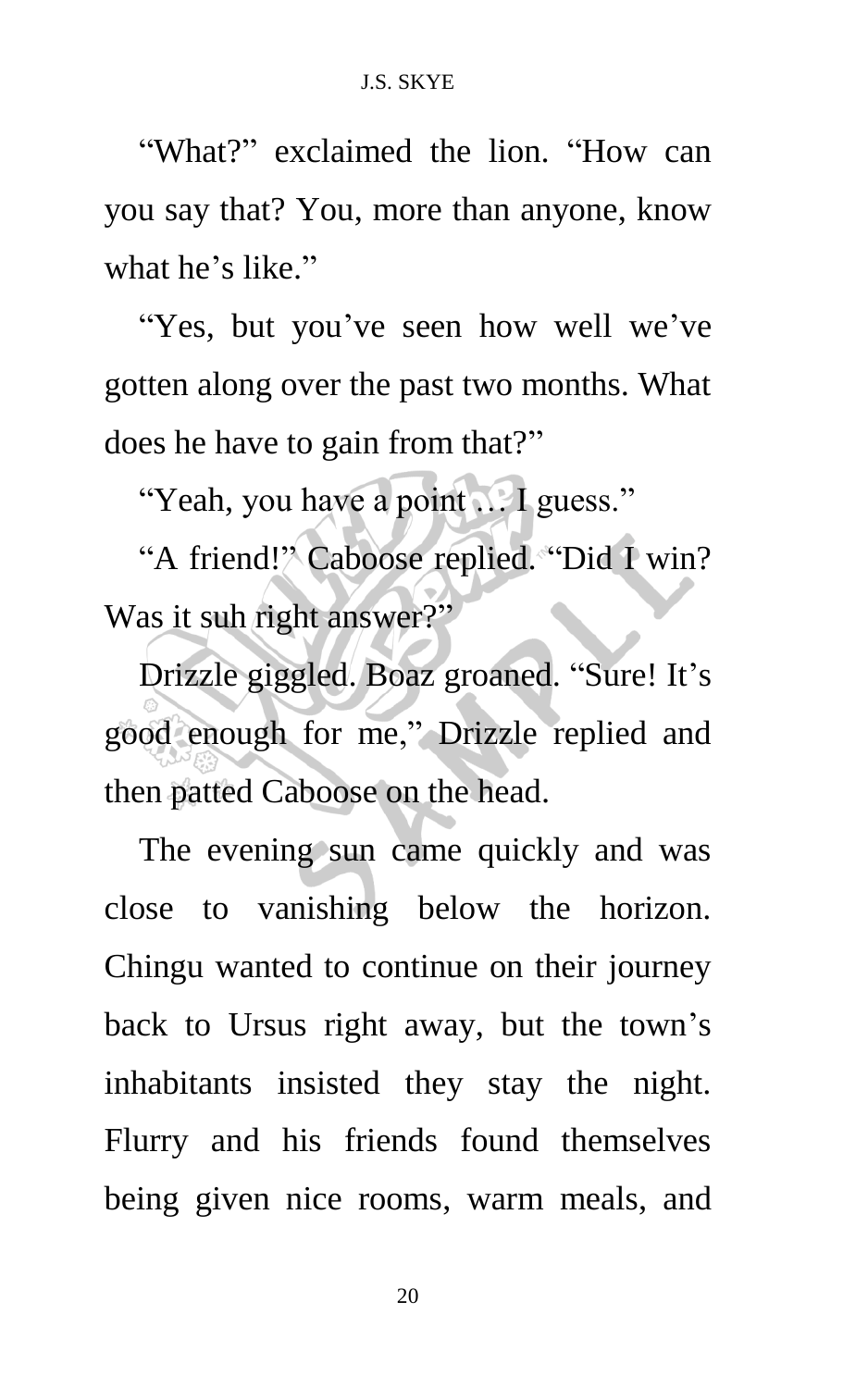"What?" exclaimed the lion. "How can you say that? You, more than anyone, know what he's like."

"Yes, but you've seen how well we've gotten along over the past two months. What does he have to gain from that?"

"Yeah, you have a point … I guess."

"A friend!" Caboose replied. "Did I win? Was it suh right answer?"

Drizzle giggled. Boaz groaned. "Sure! It's good enough for me," Drizzle replied and then patted Caboose on the head.

The evening sun came quickly and was close to vanishing below the horizon. Chingu wanted to continue on their journey back to Ursus right away, but the town's inhabitants insisted they stay the night. Flurry and his friends found themselves being given nice rooms, warm meals, and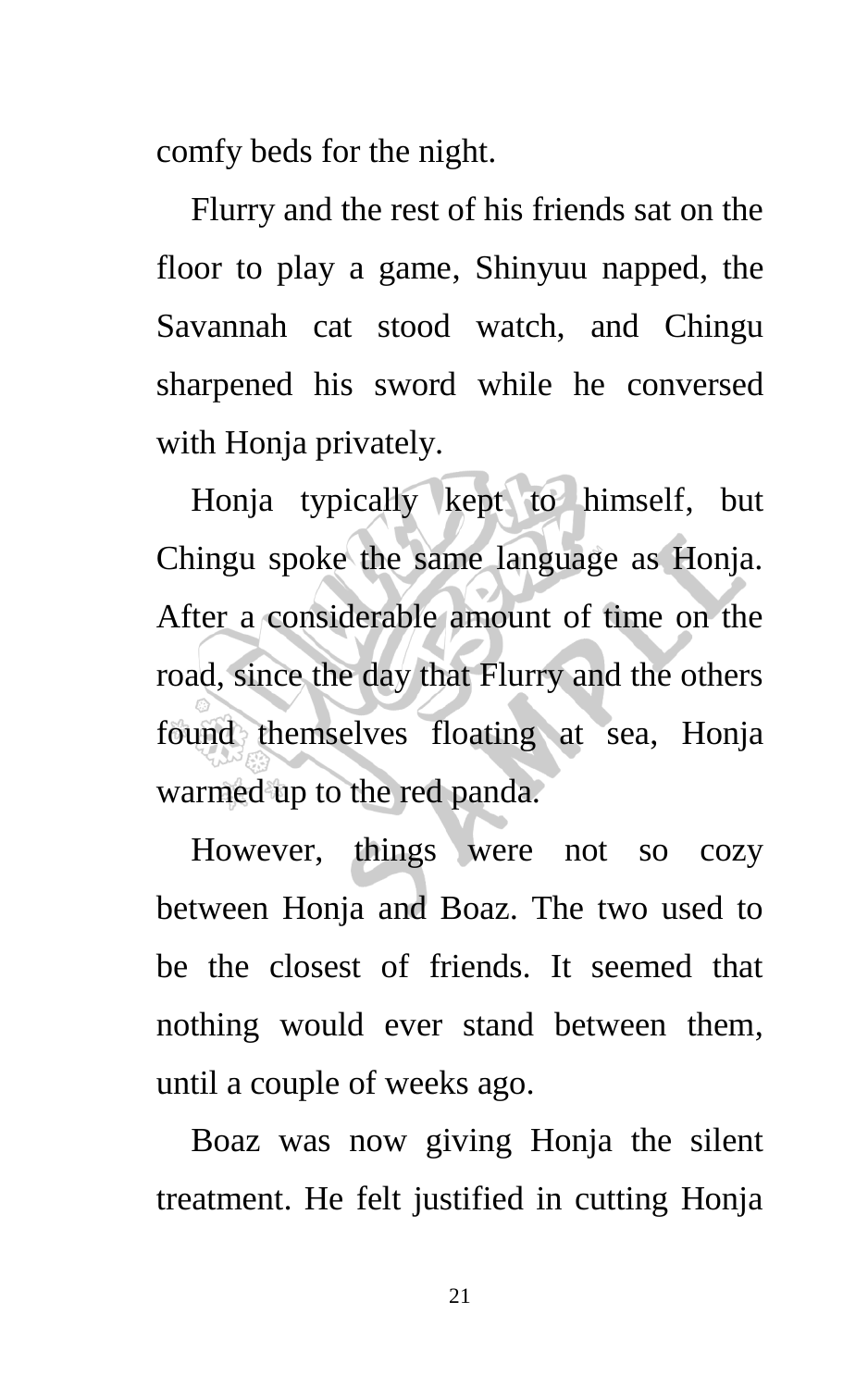comfy beds for the night.

Flurry and the rest of his friends sat on the floor to play a game, Shinyuu napped, the Savannah cat stood watch, and Chingu sharpened his sword while he conversed with Honja privately.

Honja typically kept to himself, but Chingu spoke the same language as Honja. After a considerable amount of time on the road, since the day that Flurry and the others found themselves floating at sea, Honja warmed up to the red panda.

However, things were not so cozy between Honja and Boaz. The two used to be the closest of friends. It seemed that nothing would ever stand between them, until a couple of weeks ago.

Boaz was now giving Honja the silent treatment. He felt justified in cutting Honja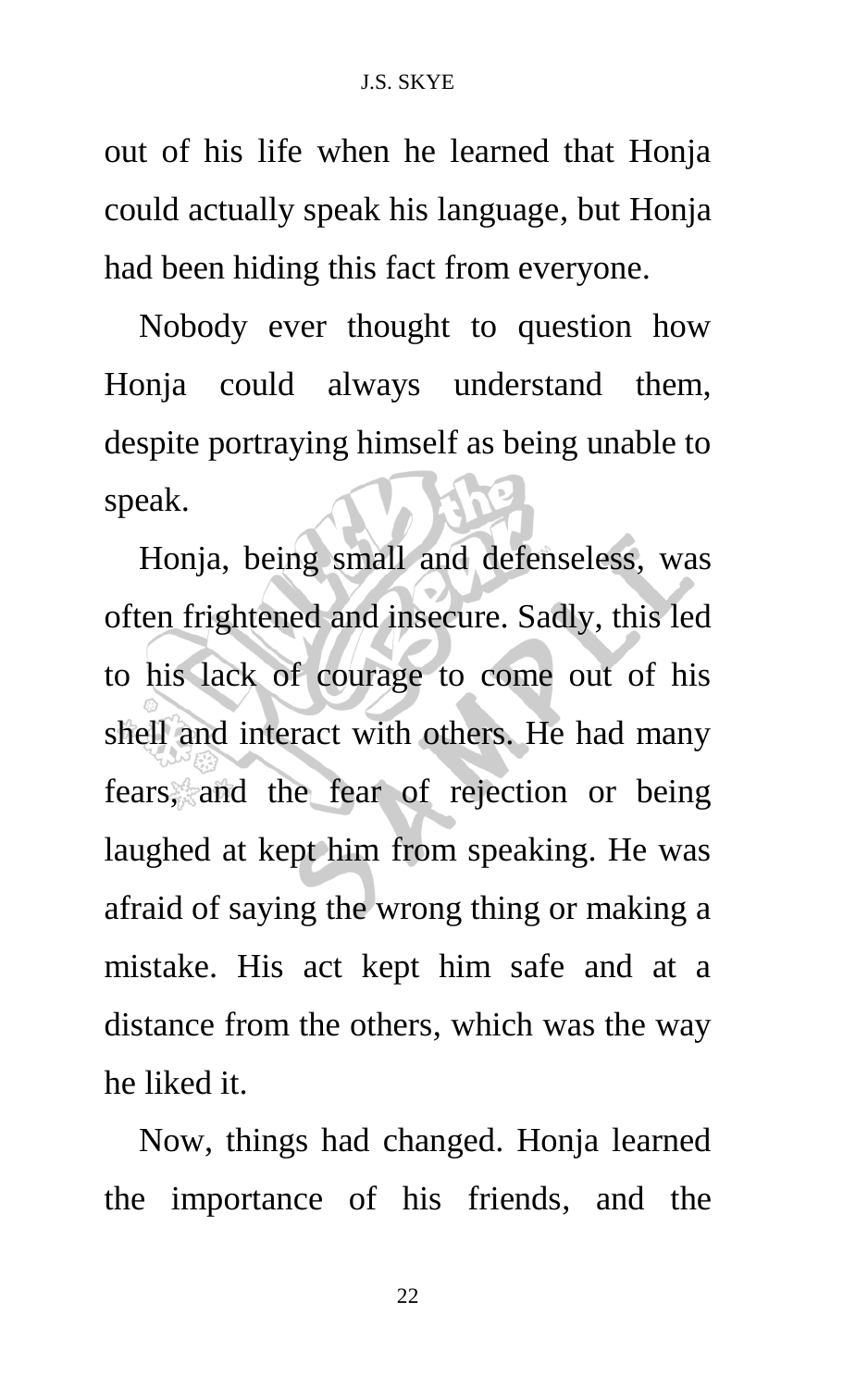out of his life when he learned that Honja could actually speak his language, but Honja had been hiding this fact from everyone.

Nobody ever thought to question how Honja could always understand them, despite portraying himself as being unable to speak.

Honja, being small and defenseless, was often frightened and insecure. Sadly, this led to his lack of courage to come out of his shell and interact with others. He had many fears, and the fear of rejection or being laughed at kept him from speaking. He was afraid of saying the wrong thing or making a mistake. His act kept him safe and at a distance from the others, which was the way he liked it.

Now, things had changed. Honja learned the importance of his friends, and the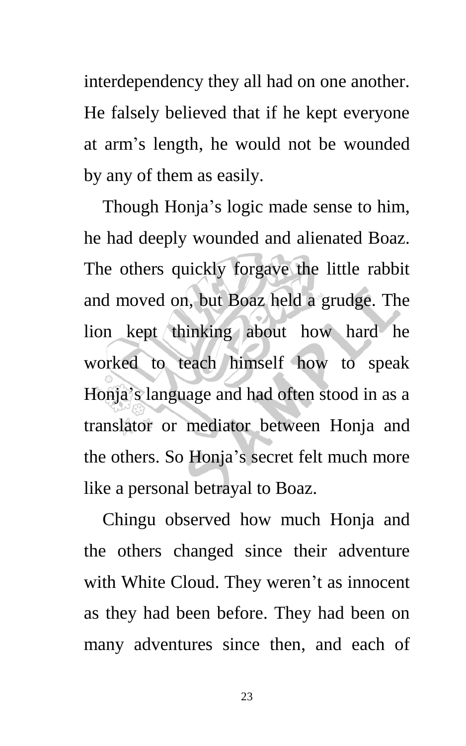interdependency they all had on one another. He falsely believed that if he kept everyone at arm's length, he would not be wounded by any of them as easily.

Though Honja's logic made sense to him, he had deeply wounded and alienated Boaz. The others quickly forgave the little rabbit and moved on, but Boaz held a grudge. The lion kept thinking about how hard he worked to teach himself how to speak Honja's language and had often stood in as a translator or mediator between Honja and the others. So Honja's secret felt much more like a personal betrayal to Boaz.

Chingu observed how much Honja and the others changed since their adventure with White Cloud. They weren't as innocent as they had been before. They had been on many adventures since then, and each of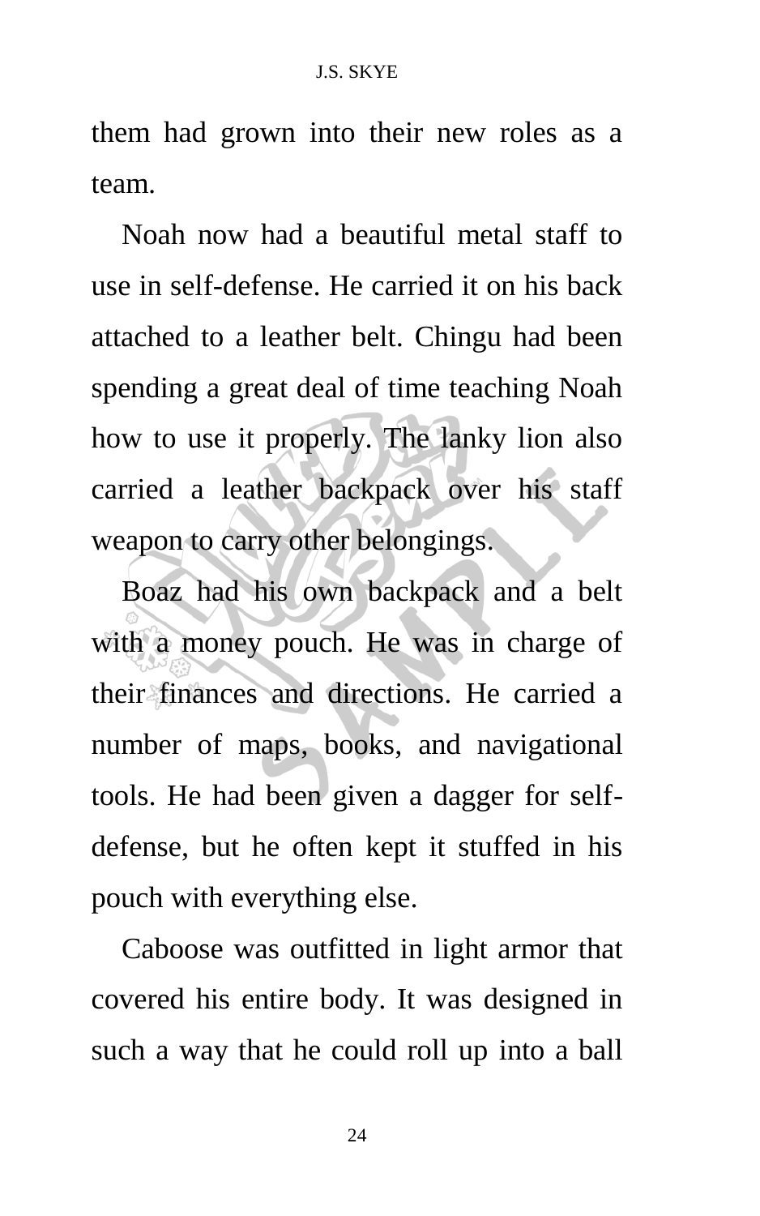them had grown into their new roles as a team.

Noah now had a beautiful metal staff to use in self-defense. He carried it on his back attached to a leather belt. Chingu had been spending a great deal of time teaching Noah how to use it properly. The lanky lion also carried a leather backpack over his staff weapon to carry other belongings.

Boaz had his own backpack and a belt with a money pouch. He was in charge of their finances and directions. He carried a number of maps, books, and navigational tools. He had been given a dagger for self-defense, but he often kept it stuffed in his pouch with everything else.

Caboose was outfitted in light armor that covered his entire body. It was designed in such a way that he could roll up into a ball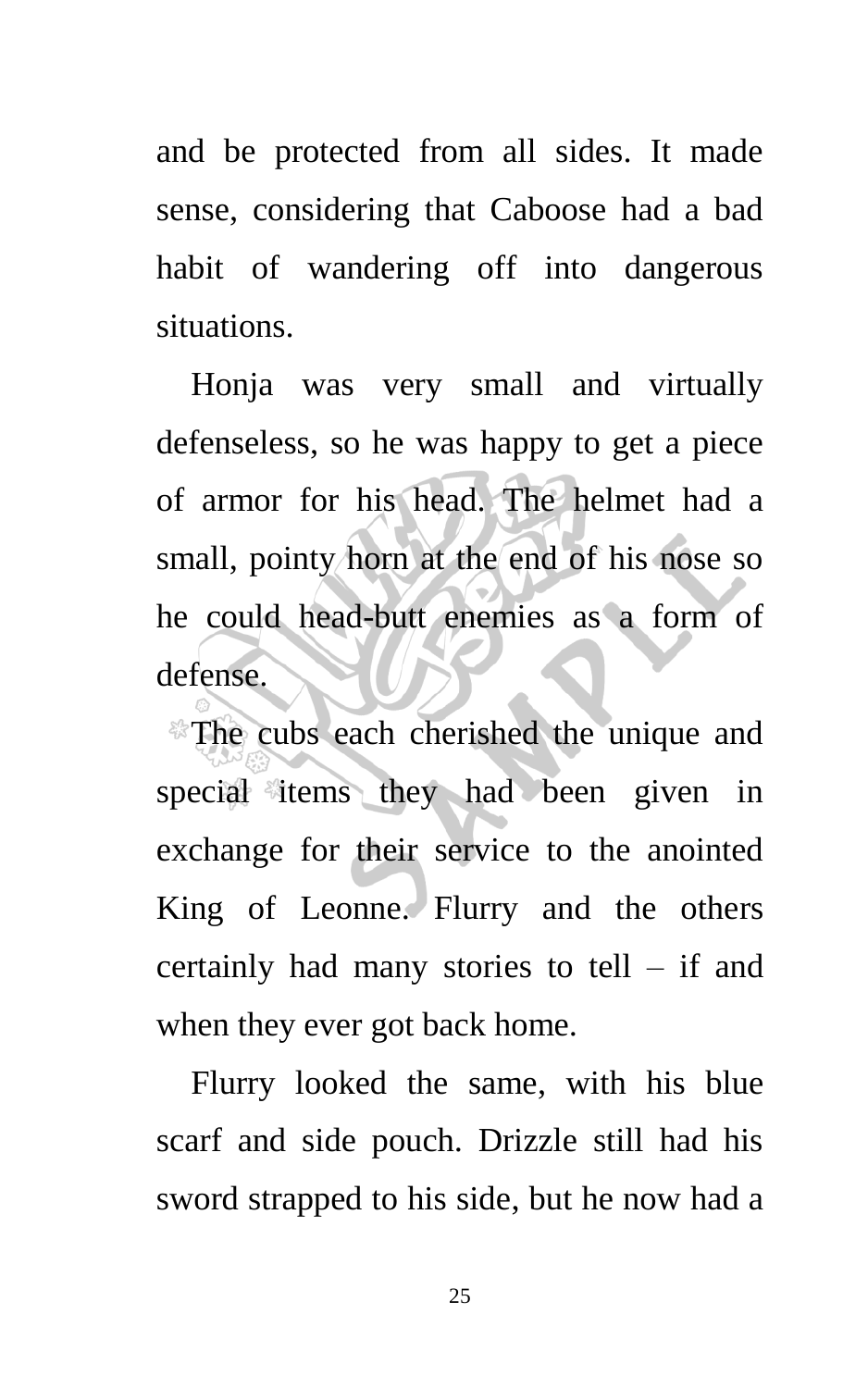and be protected from all sides. It made sense, considering that Caboose had a bad habit of wandering off into dangerous situations.

Honja was very small and virtually defenseless, so he was happy to get a piece of armor for his head. The helmet had a small, pointy horn at the end of his nose so he could head-butt enemies as a form of defense.

The cubs each cherished the unique and special items they had been given in exchange for their service to the anointed King of Leonne. Flurry and the others certainly had many stories to tell – if and when they ever got back home.

Flurry looked the same, with his blue scarf and side pouch. Drizzle still had his sword strapped to his side, but he now had a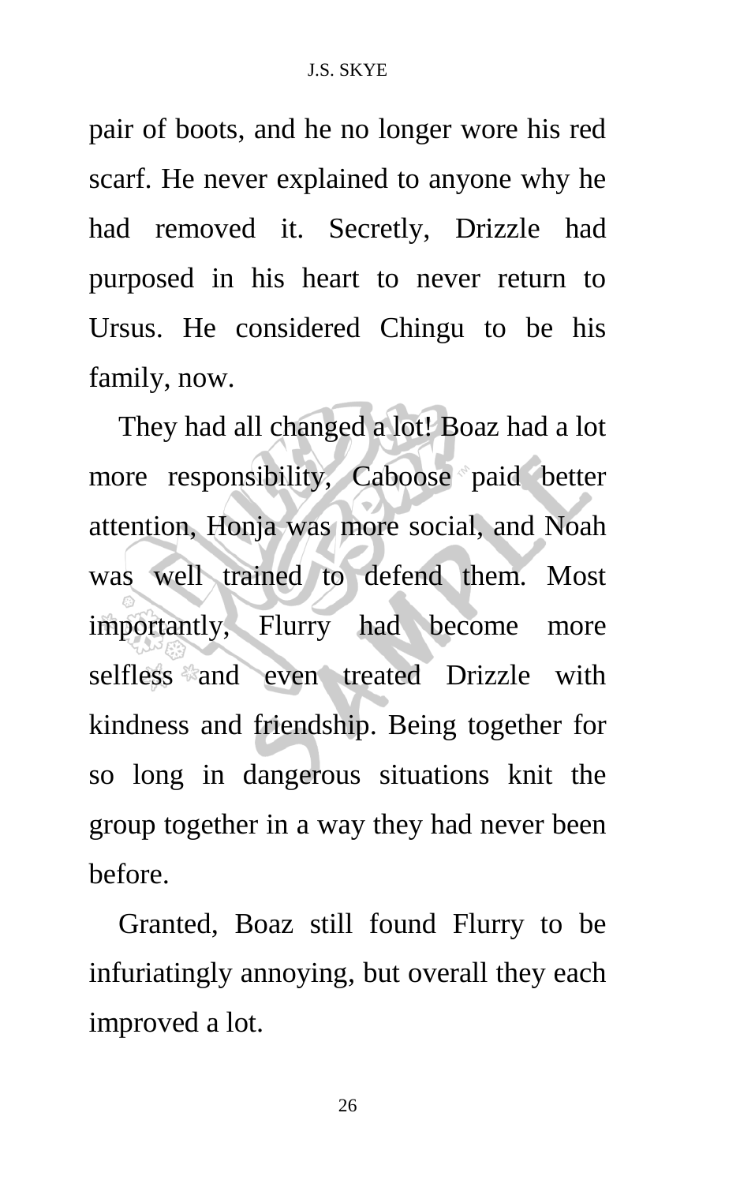pair of boots, and he no longer wore his red scarf. He never explained to anyone why he had removed it. Secretly, Drizzle had purposed in his heart to never return to Ursus. He considered Chingu to be his family, now.

They had all changed a lot! Boaz had a lot more responsibility, Caboose paid better attention, Honja was more social, and Noah was well trained to defend them. Most importantly, Flurry had become more selfless and even treated Drizzle with kindness and friendship. Being together for so long in dangerous situations knit the group together in a way they had never been before.

Granted, Boaz still found Flurry to be infuriatingly annoying, but overall they each improved a lot.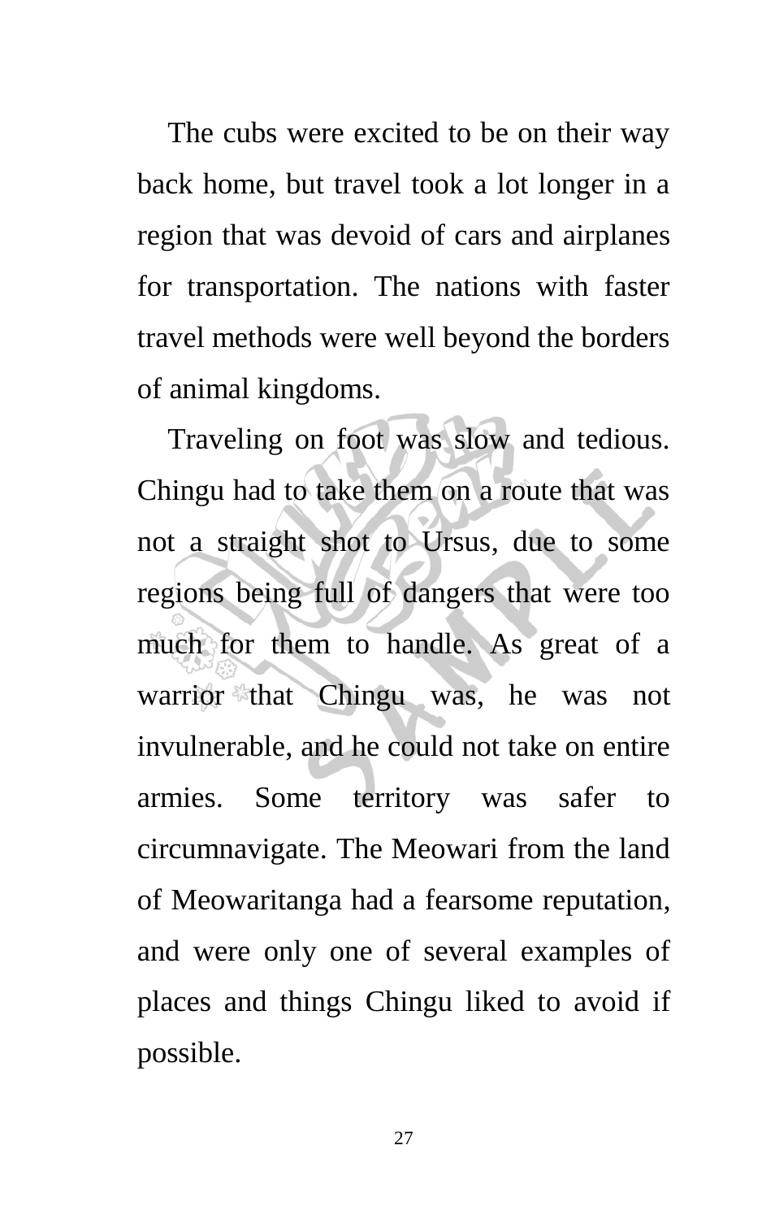The cubs were excited to be on their way back home, but travel took a lot longer in a region that was devoid of cars and airplanes for transportation. The nations with faster travel methods were well beyond the borders of animal kingdoms.

Traveling on foot was slow and tedious. Chingu had to take them on a route that was not a straight shot to Ursus, due to some regions being full of dangers that were too much for them to handle. As great of a warrior that Chingu was, he was not invulnerable, and he could not take on entire armies. Some territory was safer to circumnavigate. The Meowari from the land of Meowaritanga had a fearsome reputation, and were only one of several examples of places and things Chingu liked to avoid if possible.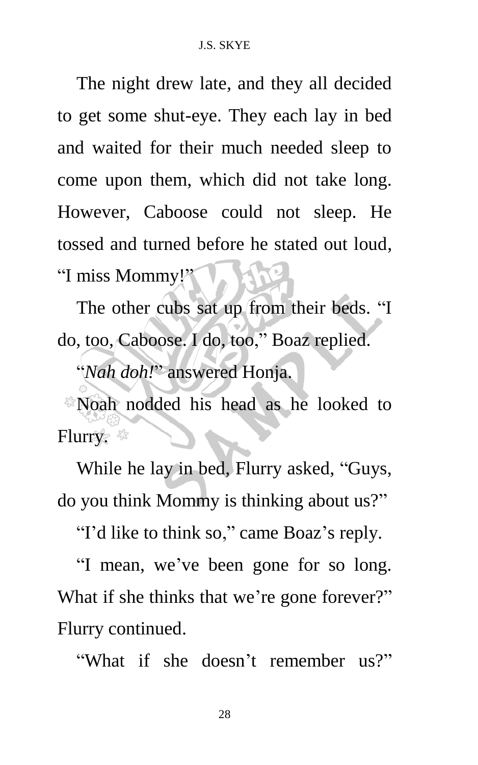The night drew late, and they all decided to get some shut-eye. They each lay in bed and waited for their much needed sleep to come upon them, which did not take long. However, Caboose could not sleep. He tossed and turned before he stated out loud, "I miss Mommy!"

The other cubs sat up from their beds. "I do, too, Caboose. I do, too," Boaz replied.

"*Nah doh!*" answered Honja.

Noah nodded his head as he looked to Flurry.

While he lay in bed, Flurry asked, "Guys, do you think Mommy is thinking about us?"

"I'd like to think so," came Boaz's reply.

"I mean, we've been gone for so long. What if she thinks that we're gone forever?" Flurry continued.

"What if she doesn't remember us?"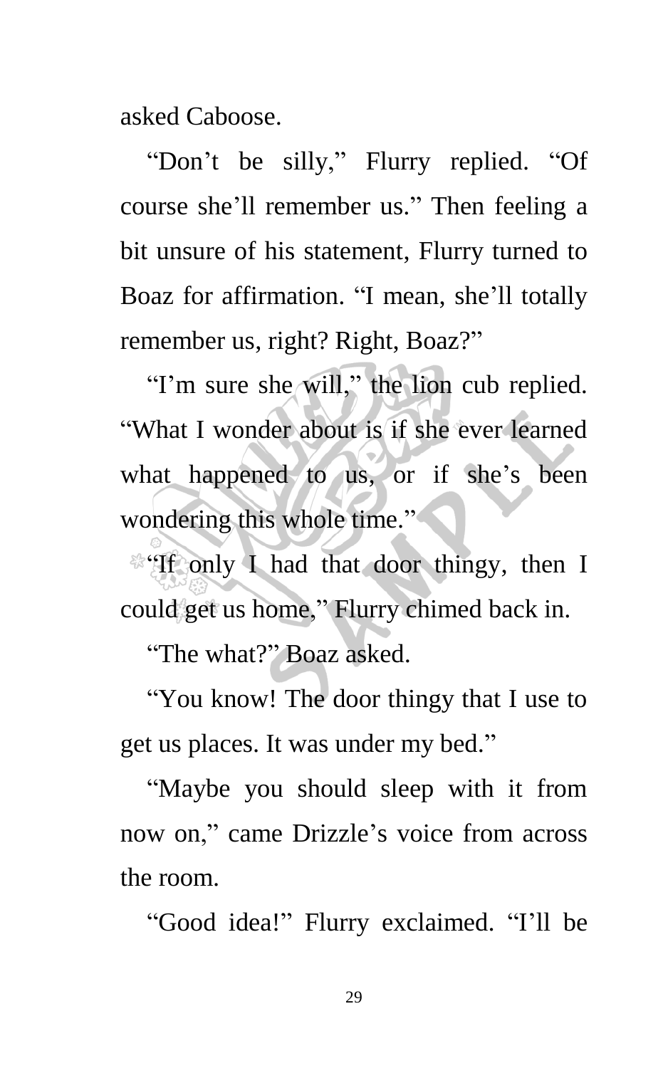asked Caboose.

"Don't be silly," Flurry replied. "Of course she'll remember us." Then feeling a bit unsure of his statement, Flurry turned to Boaz for affirmation. "I mean, she'll totally remember us, right? Right, Boaz?"

"I'm sure she will," the lion cub replied. "What I wonder about is if she ever learned what happened to us, or if she's been wondering this whole time."

"If only I had that door thingy, then I could get us home," Flurry chimed back in.

"The what?" Boaz asked.

"You know! The door thingy that I use to get us places. It was under my bed."

"Maybe you should sleep with it from now on," came Drizzle's voice from across the room.

"Good idea!" Flurry exclaimed. "I'll be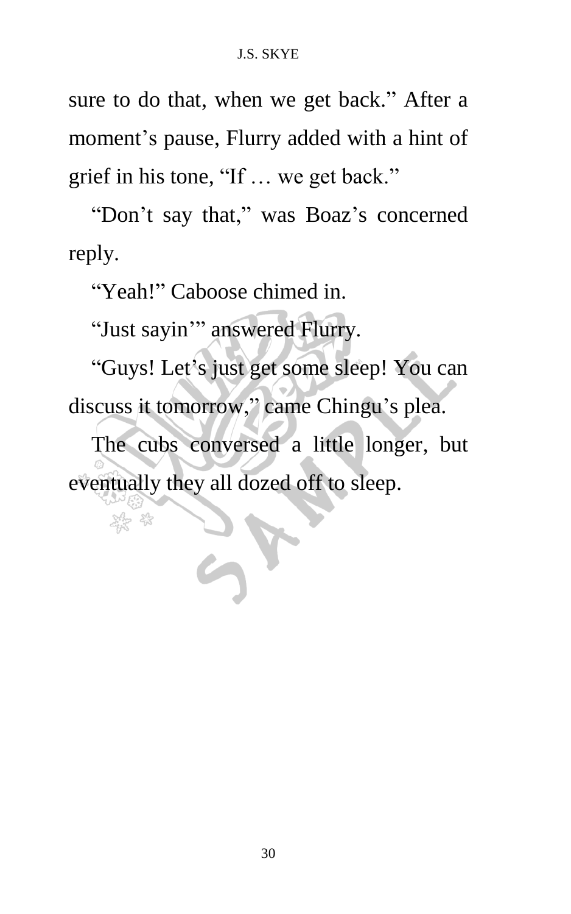sure to do that, when we get back." After a moment's pause, Flurry added with a hint of grief in his tone, "If … we get back."

"Don't say that," was Boaz's concerned reply.

"Yeah!" Caboose chimed in.

"Just sayin'" answered Flurry.

"Guys! Let's just get some sleep! You can discuss it tomorrow," came Chingu's plea.

The cubs conversed a little longer, but eventually they all dozed off to sleep.